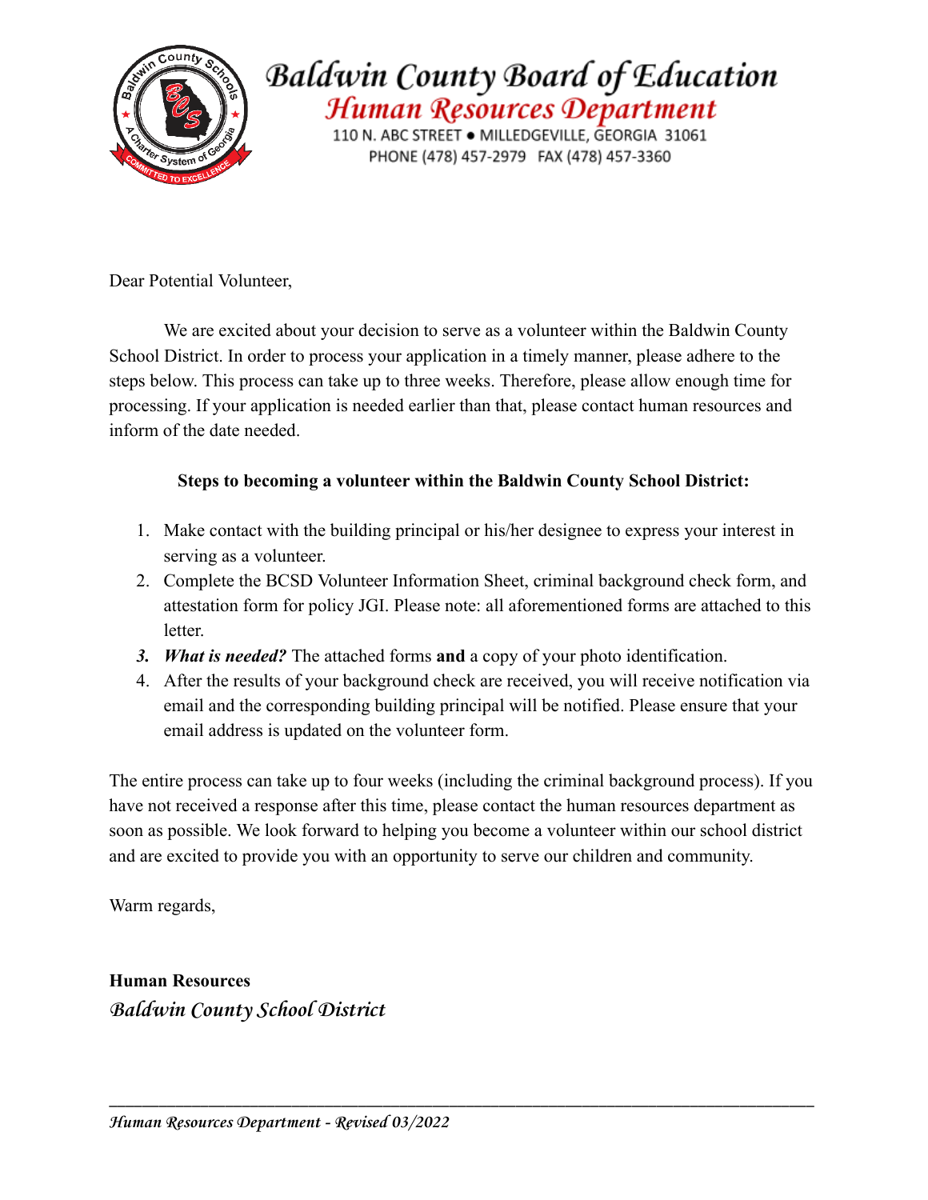# Baldwin County Board of Education

## Human Resources Department

110 N. ABC STREET • MILLEDGEVILLE, GEORGIA 31061

PHONE (478) 457-2979 FAX (478) 457-3360

Dear Potential Volunteer,

We are excited about your decision to serve as a volunteer within the Baldwin County School District. In order to process your application in a timely manner, please adhere to the steps below. This process can take up to three weeks. Therefore, please allow enough time for processing. If your application is needed earlier than that, please contact human resources and inform of the date needed.

**Steps to becoming a volunteer within the Baldwin County School District:**

1. Make contact with the building principal or his/her designee to express your interest in serving as a volunteer.
2. Complete the BCSD Volunteer Information Sheet, criminal background check form, and attestation form for policy JGI. Please note: all aforementioned forms are attached to this letter.
3. ***What is needed?*** The attached forms **and** a copy of your photo identification.
4. After the results of your background check are received, you will receive notification via email and the corresponding building principal will be notified. Please ensure that your email address is updated on the volunteer form.

The entire process can take up to four weeks (including the criminal background process). If you have not received a response after this time, please contact the human resources department as soon as possible. We look forward to helping you become a volunteer within our school district and are excited to provide you with an opportunity to serve our children and community.

Warm regards,

**Human Resources**

*Baldwin County School District*

*Human Resources Department - Revised 03/2022*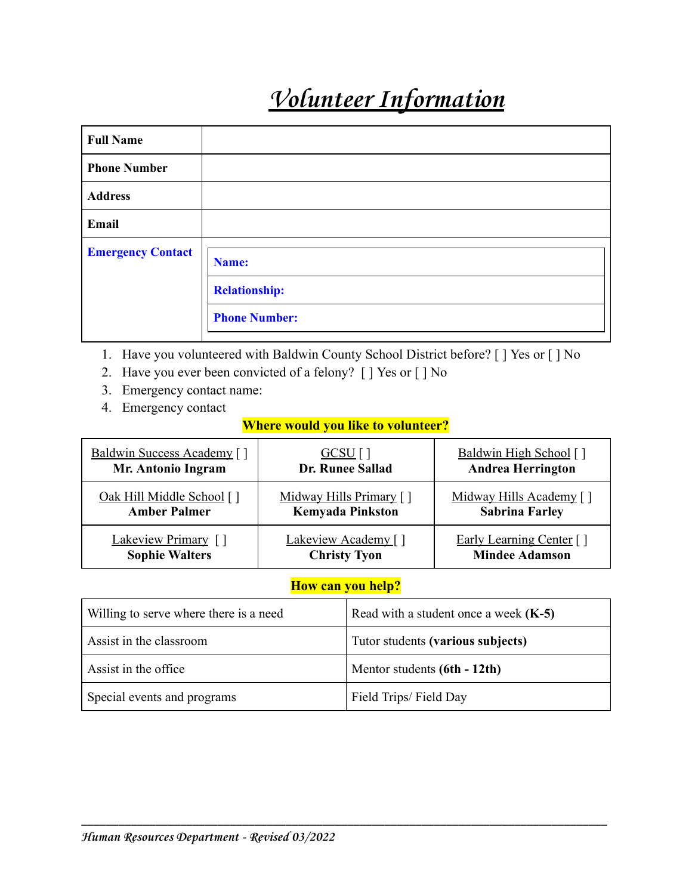# *Volunteer Information*

| **Full Name** | |
|---|---|
| **Phone Number** | |
| **Address** | |
| **Email** | |
| **Emergency Contact** | **Name:**<br>**Relationship:**<br>**Phone Number:** |

1. Have you volunteered with Baldwin County School District before? [ ] Yes or [ ] No
2. Have you ever been convicted of a felony? [ ] Yes or [ ] No
3. Emergency contact name:
4. Emergency contact

**Where would you like to volunteer?**

| | | |
|---|---|---|
| Baldwin Success Academy [ ]<br>**Mr. Antonio Ingram** | GCSU [ ]<br>**Dr. Runee Sallad** | Baldwin High School [ ]<br>**Andrea Herrington** |
| Oak Hill Middle School [ ]<br>**Amber Palmer** | Midway Hills Primary [ ]<br>**Kemyada Pinkston** | Midway Hills Academy [ ]<br>**Sabrina Farley** |
| Lakeview Primary [ ]<br>**Sophie Walters** | Lakeview Academy [ ]<br>**Christy Tyon** | Early Learning Center [ ]<br>**Mindee Adamson** |

**How can you help?**

| | |
|---|---|
| Willing to serve where there is a need | Read with a student once a week **(K-5)** |
| Assist in the classroom | Tutor students **(various subjects)** |
| Assist in the office | Mentor students **(6th - 12th)** |
| Special events and programs | Field Trips/ Field Day |

*Human Resources Department - Revised 03/2022*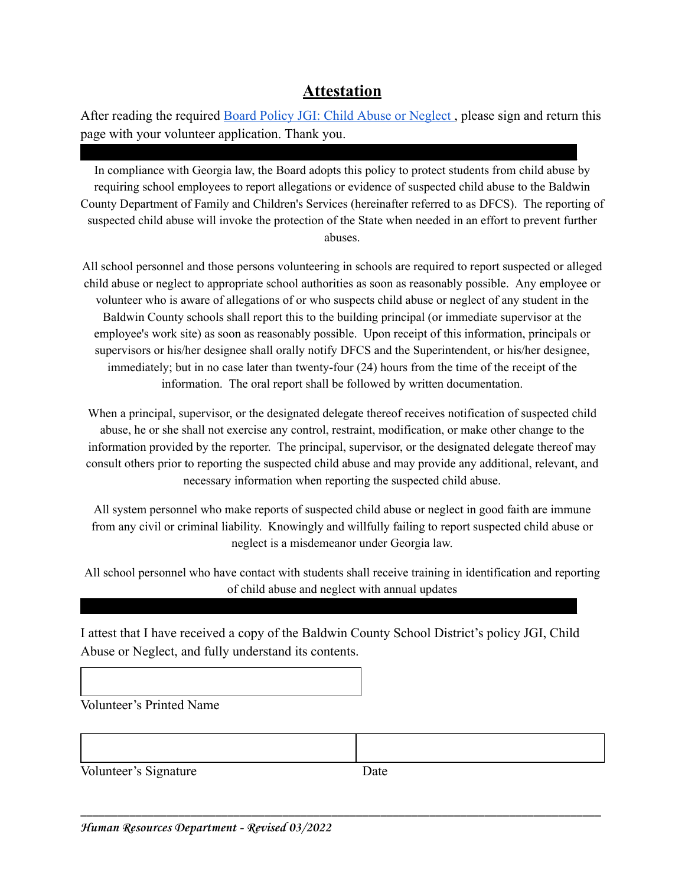# Attestation

After reading the required [Board Policy JGI: Child Abuse or Neglect](), please sign and return this page with your volunteer application. Thank you.

In compliance with Georgia law, the Board adopts this policy to protect students from child abuse by requiring school employees to report allegations or evidence of suspected child abuse to the Baldwin County Department of Family and Children's Services (hereinafter referred to as DFCS). The reporting of suspected child abuse will invoke the protection of the State when needed in an effort to prevent further abuses.

All school personnel and those persons volunteering in schools are required to report suspected or alleged child abuse or neglect to appropriate school authorities as soon as reasonably possible. Any employee or volunteer who is aware of allegations of or who suspects child abuse or neglect of any student in the Baldwin County schools shall report this to the building principal (or immediate supervisor at the employee's work site) as soon as reasonably possible. Upon receipt of this information, principals or supervisors or his/her designee shall orally notify DFCS and the Superintendent, or his/her designee, immediately; but in no case later than twenty-four (24) hours from the time of the receipt of the information. The oral report shall be followed by written documentation.

When a principal, supervisor, or the designated delegate thereof receives notification of suspected child abuse, he or she shall not exercise any control, restraint, modification, or make other change to the information provided by the reporter. The principal, supervisor, or the designated delegate thereof may consult others prior to reporting the suspected child abuse and may provide any additional, relevant, and necessary information when reporting the suspected child abuse.

All system personnel who make reports of suspected child abuse or neglect in good faith are immune from any civil or criminal liability. Knowingly and willfully failing to report suspected child abuse or neglect is a misdemeanor under Georgia law.

All school personnel who have contact with students shall receive training in identification and reporting of child abuse and neglect with annual updates

I attest that I have received a copy of the Baldwin County School District's policy JGI, Child Abuse or Neglect, and fully understand its contents.

\_\_\_\_\_\_\_\_\_\_\_\_\_\_\_\_\_\_\_\_\_\_\_\_\_\_\_\_\_\_\_\_
Volunteer's Printed Name

\_\_\_\_\_\_\_\_\_\_\_\_\_\_\_\_\_\_\_\_\_\_\_\_\_\_\_\_\_\_\_\_ \_\_\_\_\_\_\_\_\_\_\_\_\_\_\_\_\_\_\_\_\_\_\_\_\_\_\_\_
Volunteer's Signature Date

*Human Resources Department - Revised 03/2022*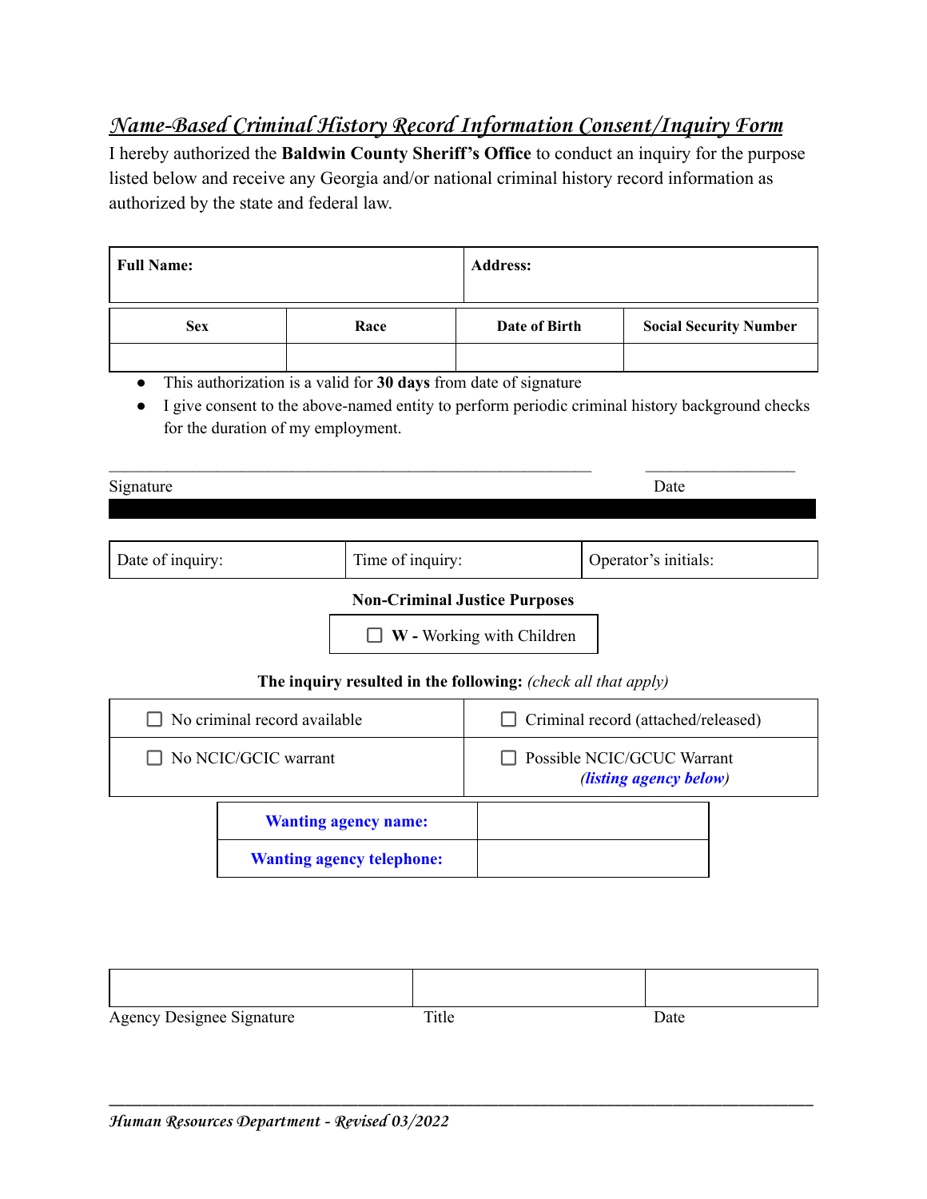# *Name-Based Criminal History Record Information Consent/Inquiry Form*

I hereby authorized the **Baldwin County Sheriff's Office** to conduct an inquiry for the purpose listed below and receive any Georgia and/or national criminal history record information as authorized by the state and federal law.

| **Full Name:** | **Address:** |
|---|---|
| | |

| **Sex** | **Race** | **Date of Birth** | **Social Security Number** |
|---|---|---|---|
| | | | |

- This authorization is a valid for **30 days** from date of signature
- I give consent to the above-named entity to perform periodic criminal history background checks for the duration of my employment.

\_\_\_\_\_\_\_\_\_\_\_\_\_\_\_\_\_\_\_\_\_\_\_\_\_\_\_\_\_\_\_\_\_\_\_\_\_\_\_\_\_\_\_\_\_\_\_\_\_\_\_\_\_ \_\_\_\_\_\_\_\_\_\_\_\_\_\_\_\_\_\_

Signature Date

| Date of inquiry: | Time of inquiry: | Operator's initials: |
|---|---|---|

**Non-Criminal Justice Purposes**

☐ **W -** Working with Children

**The inquiry resulted in the following:** *(check all that apply)*

| | |
|---|---|
| ☐ No criminal record available | ☐ Criminal record (attached/released) |
| ☐ No NCIC/GCIC warrant | ☐ Possible NCIC/GCUC Warrant ***(listing agency below)*** |

| | |
|---|---|
| **Wanting agency name:** | |
| **Wanting agency telephone:** | |

| | | |
|---|---|---|
| | | |
| Agency Designee Signature | Title | Date |

*Human Resources Department - Revised 03/2022*